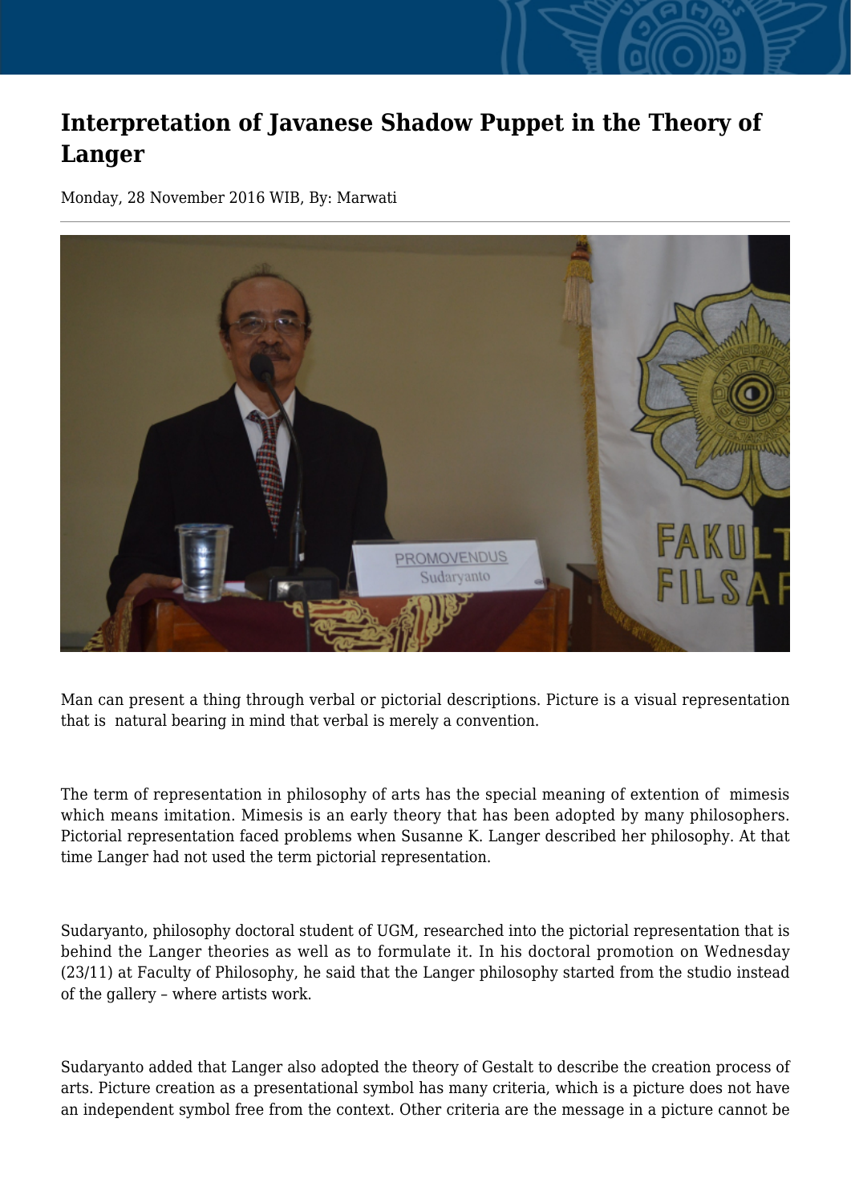# Interpretation of Javanese Shadow Puppet in the Theory of Langer

Monday, 28 November 2016 WIB, By: Marwati

Man can present a thing through verbal or pictorial descriptions. Picture is a visual representation that is natural bearing in mind that verbal is merely a convention.

The term of representation in philosophy of arts has the special meaning of extention of mimesis which means imitation. Mimesis is an early theory that has been adopted by many philosophers. Pictorial representation faced problems when Susanne K. Langer described her philosophy. At that time Langer had not used the term pictorial representation.

Sudaryanto, philosophy doctoral student of UGM, researched into the pictorial representation that is behind the Langer theories as well as to formulate it. In his doctoral promotion on Wednesday (23/11) at Faculty of Philosophy, he said that the Langer philosophy started from the studio instead of the gallery – where artists work.

Sudaryanto added that Langer also adopted the theory of Gestalt to describe the creation process of arts. Picture creation as a presentational symbol has many criteria, which is a picture does not have an independent symbol free from the context. Other criteria are the message in a picture cannot be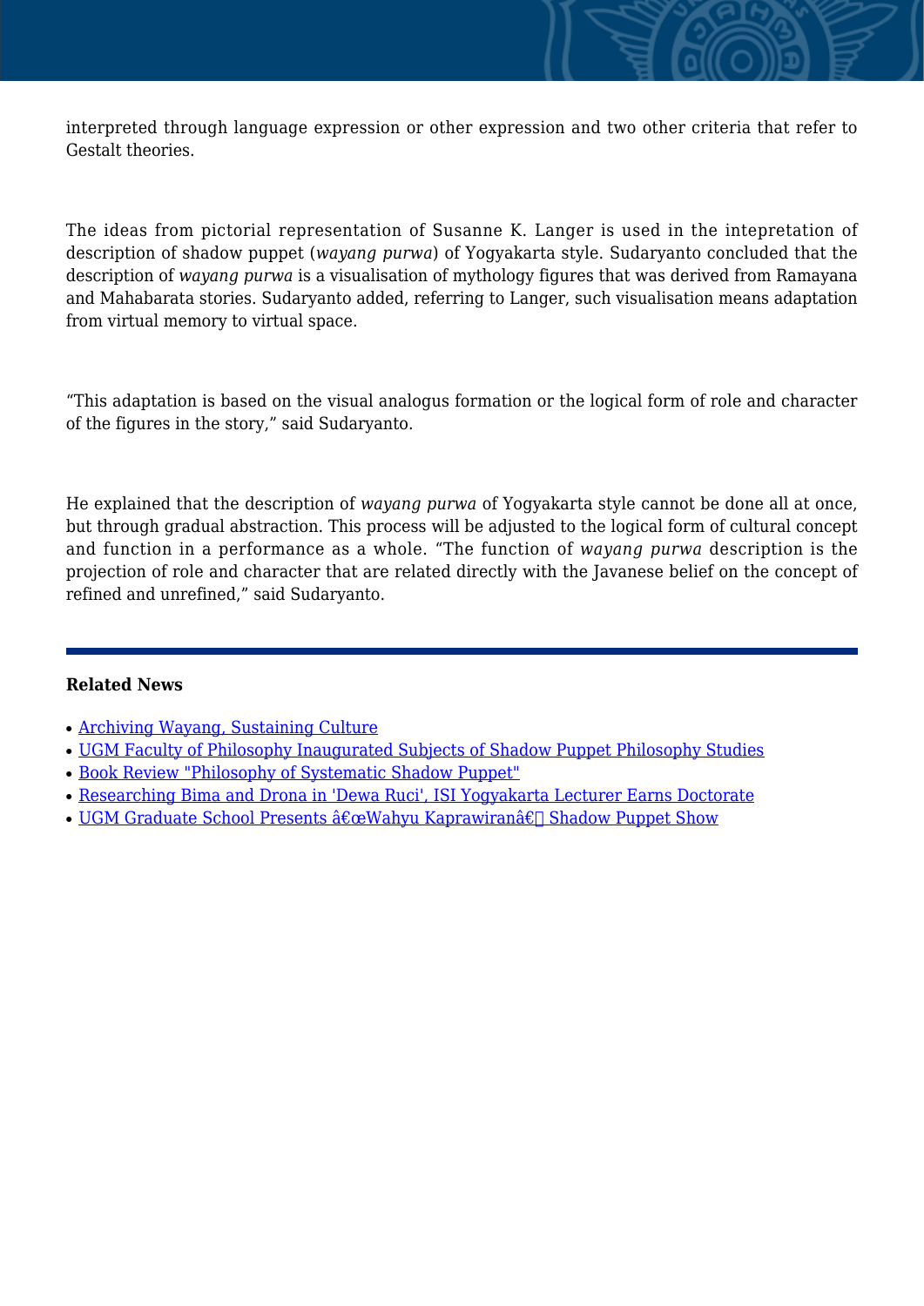interpreted through language expression or other expression and two other criteria that refer to Gestalt theories.

The ideas from pictorial representation of Susanne K. Langer is used in the intepretation of description of shadow puppet (*wayang purwa*) of Yogyakarta style. Sudaryanto concluded that the description of *wayang purwa* is a visualisation of mythology figures that was derived from Ramayana and Mahabarata stories. Sudaryanto added, referring to Langer, such visualisation means adaptation from virtual memory to virtual space.

“This adaptation is based on the visual analogus formation or the logical form of role and character of the figures in the story,” said Sudaryanto.

He explained that the description of *wayang purwa* of Yogyakarta style cannot be done all at once, but through gradual abstraction. This process will be adjusted to the logical form of cultural concept and function in a performance as a whole. “The function of *wayang purwa* description is the projection of role and character that are related directly with the Javanese belief on the concept of refined and unrefined,” said Sudaryanto.

**Related News**

- Archiving Wayang, Sustaining Culture
- UGM Faculty of Philosophy Inaugurated Subjects of Shadow Puppet Philosophy Studies
- Book Review "Philosophy of Systematic Shadow Puppet"
- Researching Bima and Drona in 'Dewa Ruci', ISI Yogyakarta Lecturer Earns Doctorate
- UGM Graduate School Presents â€œWahyu Kaprawiranâ€ Shadow Puppet Show